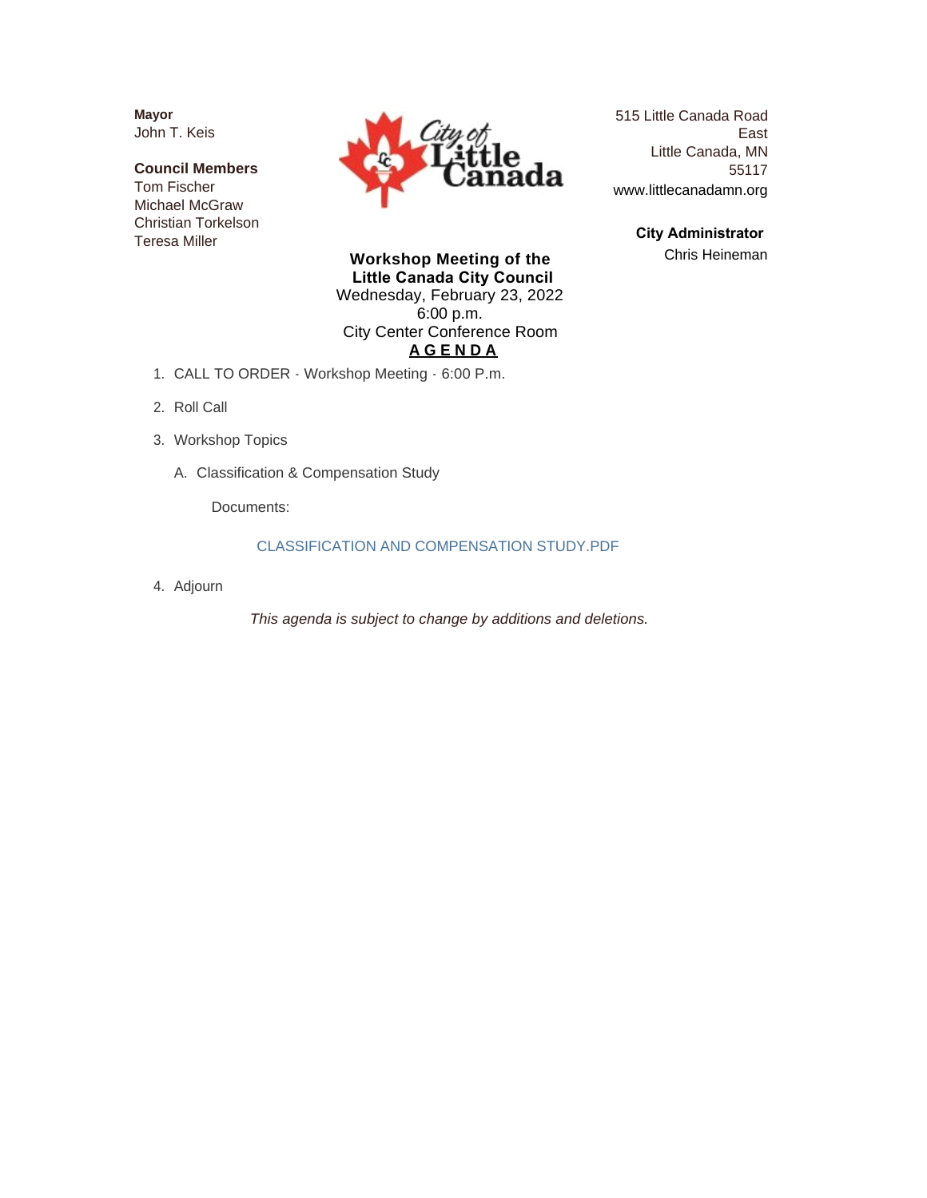**Mayor**
John T. Keis

**Council Members**
Tom Fischer
Michael McGraw
Christian Torkelson
Teresa Miller

515 Little Canada Road East
Little Canada, MN 55117
www.littlecanadamn.org

**City Administrator**
Chris Heineman

**Workshop Meeting of the Little Canada City Council**
Wednesday, February 23, 2022
6:00 p.m.
City Center Conference Room

**AGENDA**

1. CALL TO ORDER - Workshop Meeting - 6:00 P.m.
2. Roll Call
3. Workshop Topics
   A. Classification & Compensation Study

      Documents:

      CLASSIFICATION AND COMPENSATION STUDY.PDF
4. Adjourn

*This agenda is subject to change by additions and deletions.*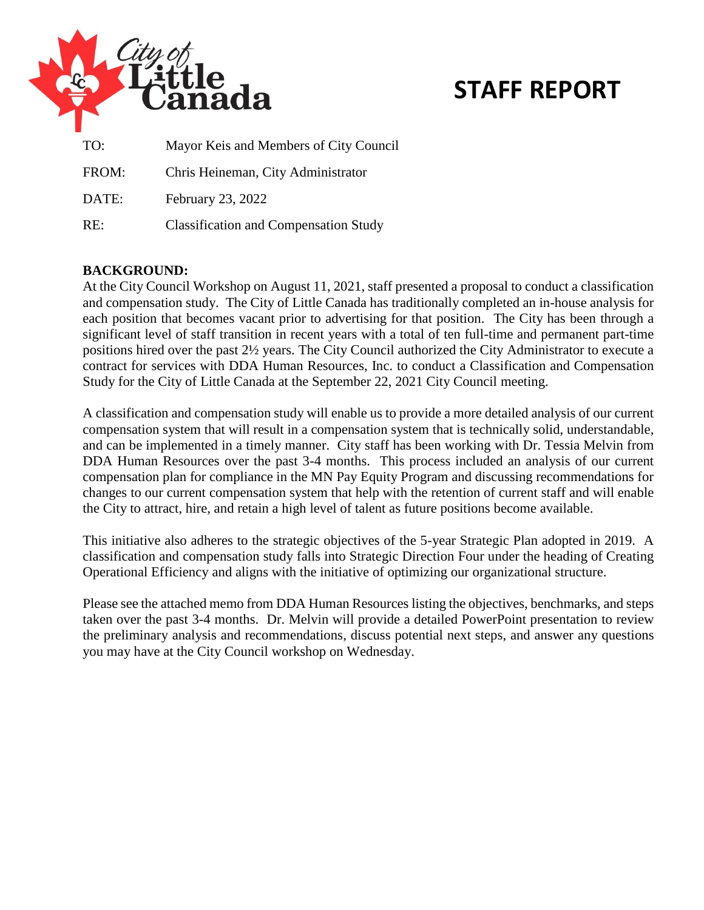# STAFF REPORT

| | |
|---|---|
| TO: | Mayor Keis and Members of City Council |
| FROM: | Chris Heineman, City Administrator |
| DATE: | February 23, 2022 |
| RE: | Classification and Compensation Study |

**BACKGROUND:**

At the City Council Workshop on August 11, 2021, staff presented a proposal to conduct a classification and compensation study. The City of Little Canada has traditionally completed an in-house analysis for each position that becomes vacant prior to advertising for that position. The City has been through a significant level of staff transition in recent years with a total of ten full-time and permanent part-time positions hired over the past 2½ years. The City Council authorized the City Administrator to execute a contract for services with DDA Human Resources, Inc. to conduct a Classification and Compensation Study for the City of Little Canada at the September 22, 2021 City Council meeting.

A classification and compensation study will enable us to provide a more detailed analysis of our current compensation system that will result in a compensation system that is technically solid, understandable, and can be implemented in a timely manner. City staff has been working with Dr. Tessia Melvin from DDA Human Resources over the past 3-4 months. This process included an analysis of our current compensation plan for compliance in the MN Pay Equity Program and discussing recommendations for changes to our current compensation system that help with the retention of current staff and will enable the City to attract, hire, and retain a high level of talent as future positions become available.

This initiative also adheres to the strategic objectives of the 5-year Strategic Plan adopted in 2019. A classification and compensation study falls into Strategic Direction Four under the heading of Creating Operational Efficiency and aligns with the initiative of optimizing our organizational structure.

Please see the attached memo from DDA Human Resources listing the objectives, benchmarks, and steps taken over the past 3-4 months. Dr. Melvin will provide a detailed PowerPoint presentation to review the preliminary analysis and recommendations, discuss potential next steps, and answer any questions you may have at the City Council workshop on Wednesday.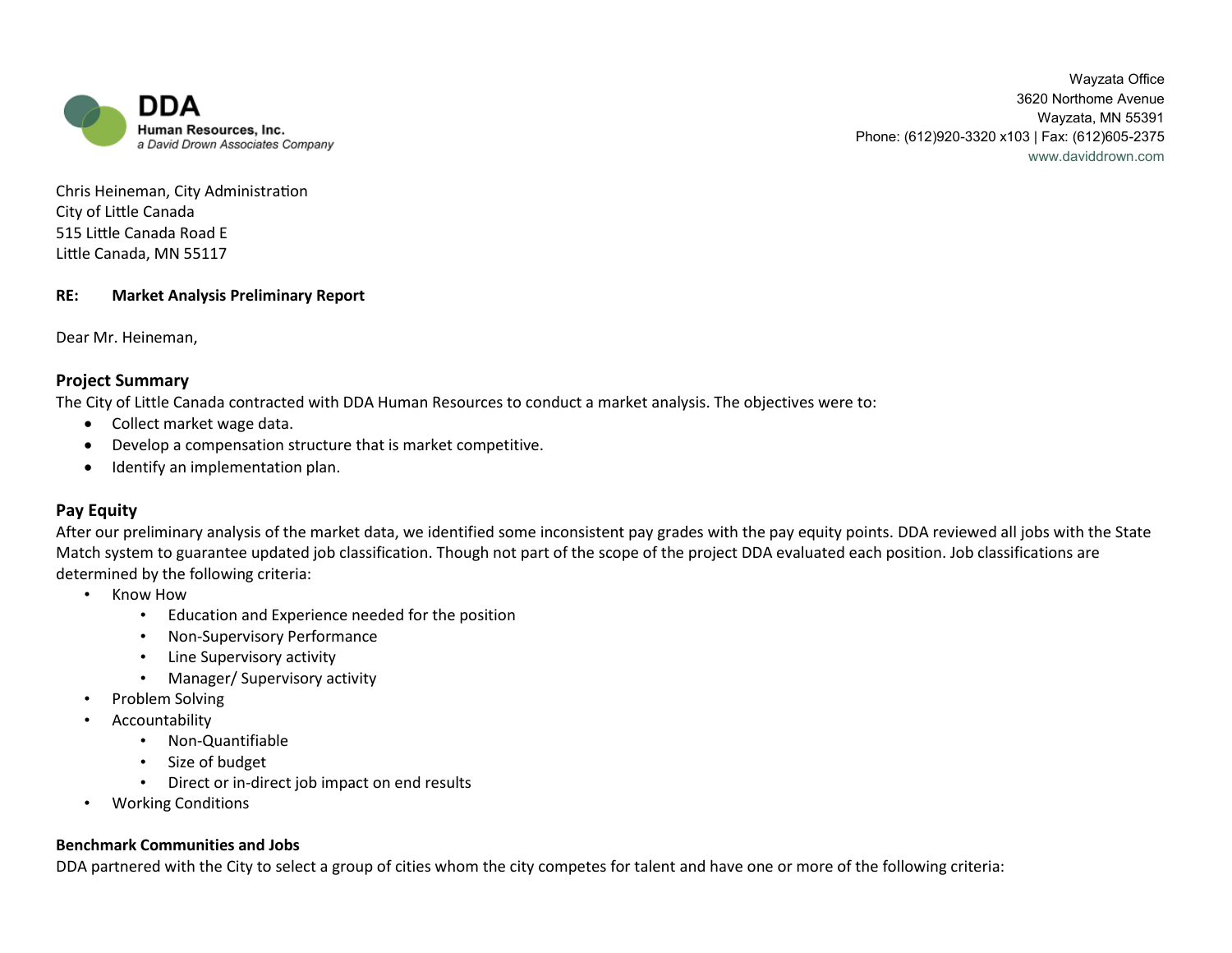DDA Human Resources, Inc.
*a David Drown Associates Company*

Wayzata Office
3620 Northome Avenue
Wayzata, MN 55391
Phone: (612)920-3320 x103 | Fax: (612)605-2375
www.daviddrown.com

Chris Heineman, City Administration
City of Little Canada
515 Little Canada Road E
Little Canada, MN 55117

**RE: Market Analysis Preliminary Report**

Dear Mr. Heineman,

## Project Summary

The City of Little Canada contracted with DDA Human Resources to conduct a market analysis. The objectives were to:

- Collect market wage data.
- Develop a compensation structure that is market competitive.
- Identify an implementation plan.

## Pay Equity

After our preliminary analysis of the market data, we identified some inconsistent pay grades with the pay equity points. DDA reviewed all jobs with the State Match system to guarantee updated job classification. Though not part of the scope of the project DDA evaluated each position. Job classifications are determined by the following criteria:

- Know How
  - Education and Experience needed for the position
  - Non-Supervisory Performance
  - Line Supervisory activity
  - Manager/ Supervisory activity
- Problem Solving
- Accountability
  - Non-Quantifiable
  - Size of budget
  - Direct or in-direct job impact on end results
- Working Conditions

### Benchmark Communities and Jobs

DDA partnered with the City to select a group of cities whom the city competes for talent and have one or more of the following criteria: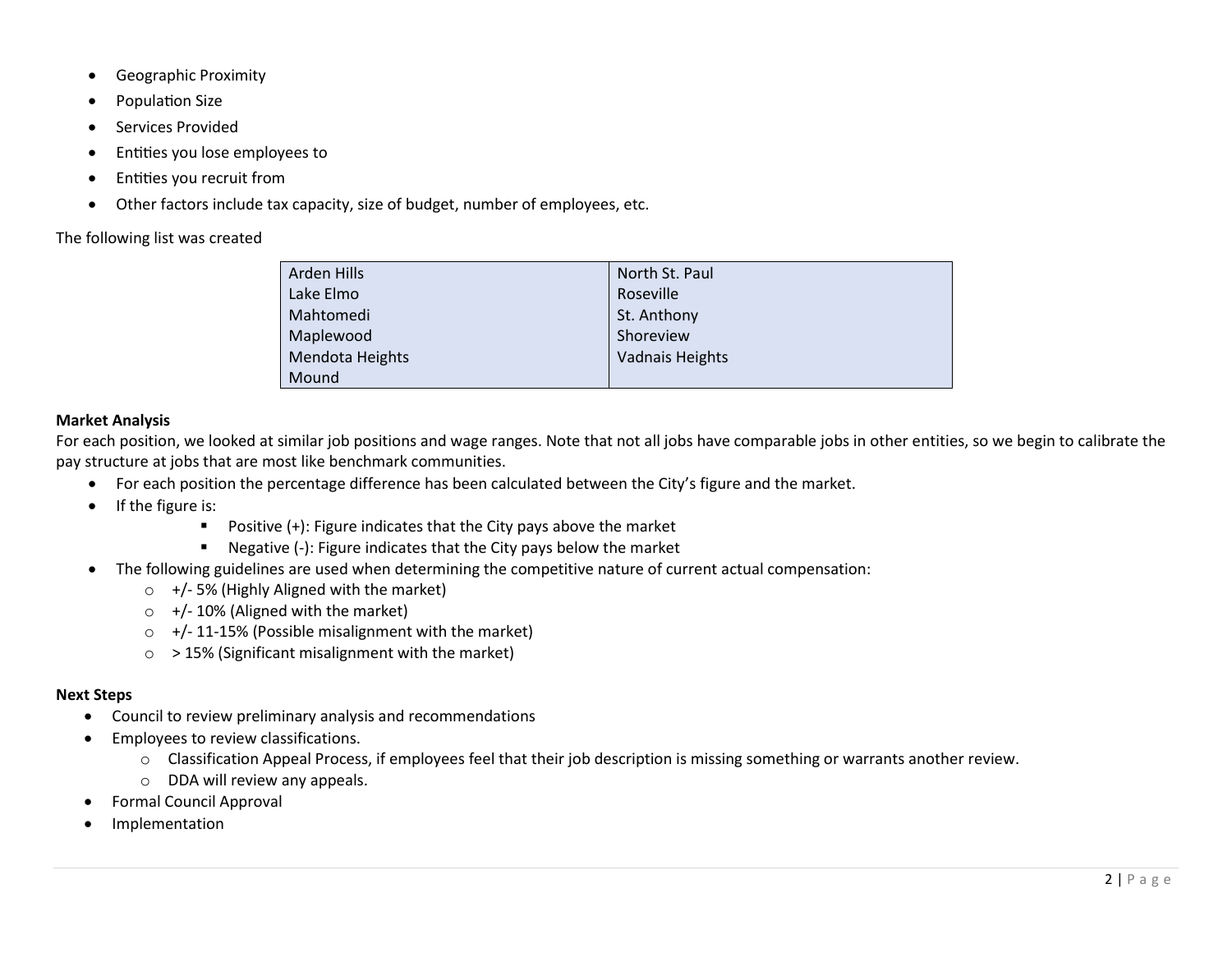- Geographic Proximity
- Population Size
- Services Provided
- Entities you lose employees to
- Entities you recruit from
- Other factors include tax capacity, size of budget, number of employees, etc.

The following list was created

| | |
|---|---|
| Arden Hills | North St. Paul |
| Lake Elmo | Roseville |
| Mahtomedi | St. Anthony |
| Maplewood | Shoreview |
| Mendota Heights | Vadnais Heights |
| Mound | |

**Market Analysis**

For each position, we looked at similar job positions and wage ranges. Note that not all jobs have comparable jobs in other entities, so we begin to calibrate the pay structure at jobs that are most like benchmark communities.

- For each position the percentage difference has been calculated between the City's figure and the market.
- If the figure is:
    - Positive (+): Figure indicates that the City pays above the market
    - Negative (-): Figure indicates that the City pays below the market
- The following guidelines are used when determining the competitive nature of current actual compensation:
    - +/- 5% (Highly Aligned with the market)
    - +/- 10% (Aligned with the market)
    - +/- 11-15% (Possible misalignment with the market)
    - > 15% (Significant misalignment with the market)

**Next Steps**

- Council to review preliminary analysis and recommendations
- Employees to review classifications.
    - Classification Appeal Process, if employees feel that their job description is missing something or warrants another review.
    - DDA will review any appeals.
- Formal Council Approval
- Implementation